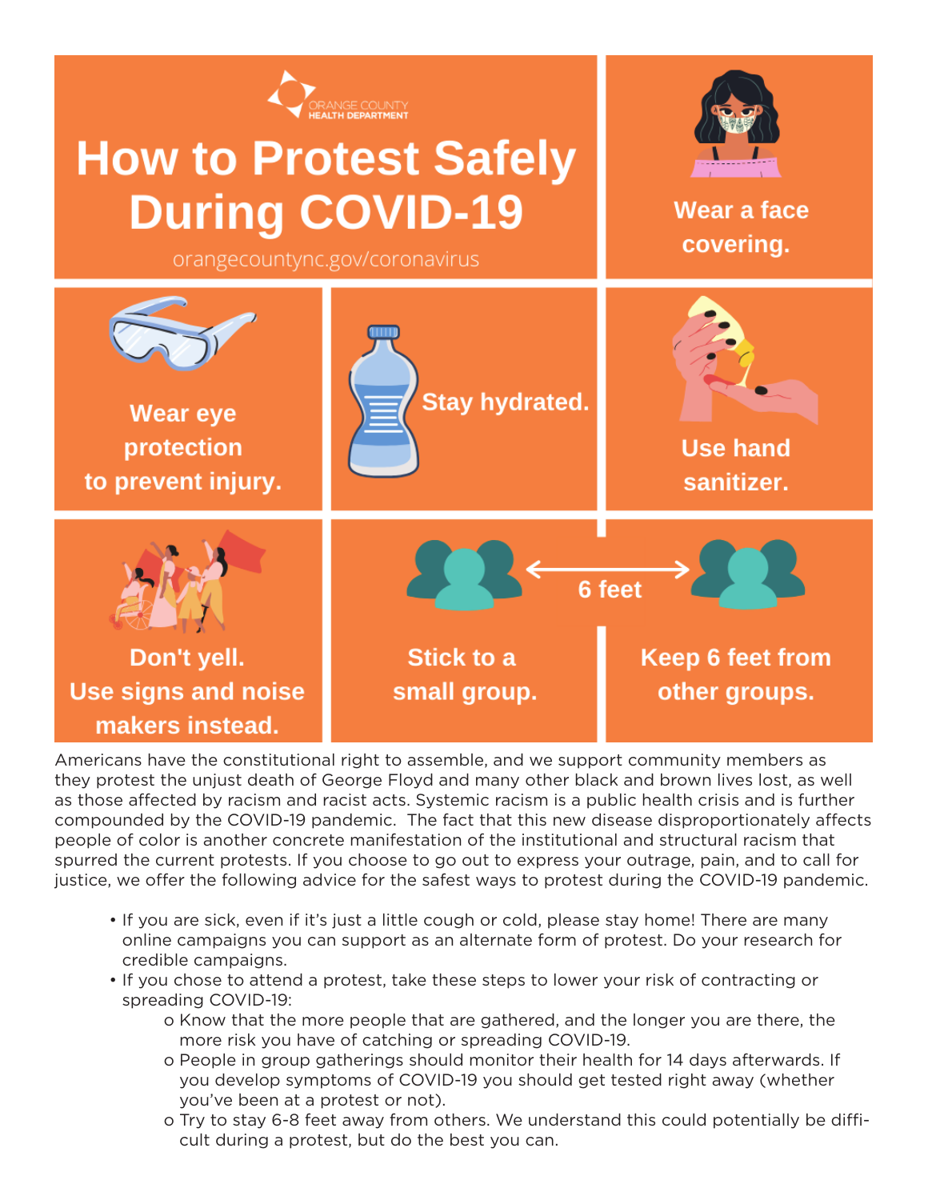ORANGE COUNTY HEALTH DEPARTMENT

# How to Protest Safely During COVID-19

orangecountync.gov/coronavirus

**Wear a face covering.**

**Wear eye protection to prevent injury.**

**Stay hydrated.**

**Use hand sanitizer.**

**Don't yell. Use signs and noise makers instead.**

**Stick to a small group.**

**6 feet**

**Keep 6 feet from other groups.**

Americans have the constitutional right to assemble, and we support community members as they protest the unjust death of George Floyd and many other black and brown lives lost, as well as those affected by racism and racist acts. Systemic racism is a public health crisis and is further compounded by the COVID-19 pandemic. The fact that this new disease disproportionately affects people of color is another concrete manifestation of the institutional and structural racism that spurred the current protests. If you choose to go out to express your outrage, pain, and to call for justice, we offer the following advice for the safest ways to protest during the COVID-19 pandemic.

- If you are sick, even if it's just a little cough or cold, please stay home! There are many online campaigns you can support as an alternate form of protest. Do your research for credible campaigns.
- If you chose to attend a protest, take these steps to lower your risk of contracting or spreading COVID-19:
  - Know that the more people that are gathered, and the longer you are there, the more risk you have of catching or spreading COVID-19.
  - People in group gatherings should monitor their health for 14 days afterwards. If you develop symptoms of COVID-19 you should get tested right away (whether you've been at a protest or not).
  - Try to stay 6-8 feet away from others. We understand this could potentially be difficult during a protest, but do the best you can.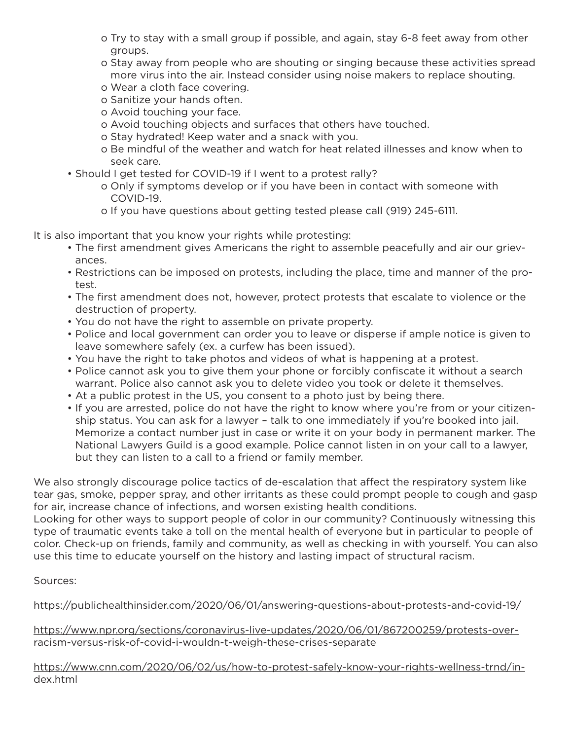- Try to stay with a small group if possible, and again, stay 6-8 feet away from other groups.
  - Stay away from people who are shouting or singing because these activities spread more virus into the air. Instead consider using noise makers to replace shouting.
  - Wear a cloth face covering.
  - Sanitize your hands often.
  - Avoid touching your face.
  - Avoid touching objects and surfaces that others have touched.
  - Stay hydrated! Keep water and a snack with you.
  - Be mindful of the weather and watch for heat related illnesses and know when to seek care.
- Should I get tested for COVID-19 if I went to a protest rally?
  - Only if symptoms develop or if you have been in contact with someone with COVID-19.
  - If you have questions about getting tested please call (919) 245-6111.

It is also important that you know your rights while protesting:

- The first amendment gives Americans the right to assemble peacefully and air our grievances.
- Restrictions can be imposed on protests, including the place, time and manner of the protest.
- The first amendment does not, however, protect protests that escalate to violence or the destruction of property.
- You do not have the right to assemble on private property.
- Police and local government can order you to leave or disperse if ample notice is given to leave somewhere safely (ex. a curfew has been issued).
- You have the right to take photos and videos of what is happening at a protest.
- Police cannot ask you to give them your phone or forcibly confiscate it without a search warrant. Police also cannot ask you to delete video you took or delete it themselves.
- At a public protest in the US, you consent to a photo just by being there.
- If you are arrested, police do not have the right to know where you're from or your citizenship status. You can ask for a lawyer – talk to one immediately if you're booked into jail. Memorize a contact number just in case or write it on your body in permanent marker. The National Lawyers Guild is a good example. Police cannot listen in on your call to a lawyer, but they can listen to a call to a friend or family member.

We also strongly discourage police tactics of de-escalation that affect the respiratory system like tear gas, smoke, pepper spray, and other irritants as these could prompt people to cough and gasp for air, increase chance of infections, and worsen existing health conditions.
Looking for other ways to support people of color in our community? Continuously witnessing this type of traumatic events take a toll on the mental health of everyone but in particular to people of color. Check-up on friends, family and community, as well as checking in with yourself. You can also use this time to educate yourself on the history and lasting impact of structural racism.

Sources:

https://publichealthinsider.com/2020/06/01/answering-questions-about-protests-and-covid-19/

https://www.npr.org/sections/coronavirus-live-updates/2020/06/01/867200259/protests-over-racism-versus-risk-of-covid-i-wouldn-t-weigh-these-crises-separate

https://www.cnn.com/2020/06/02/us/how-to-protest-safely-know-your-rights-wellness-trnd/index.html